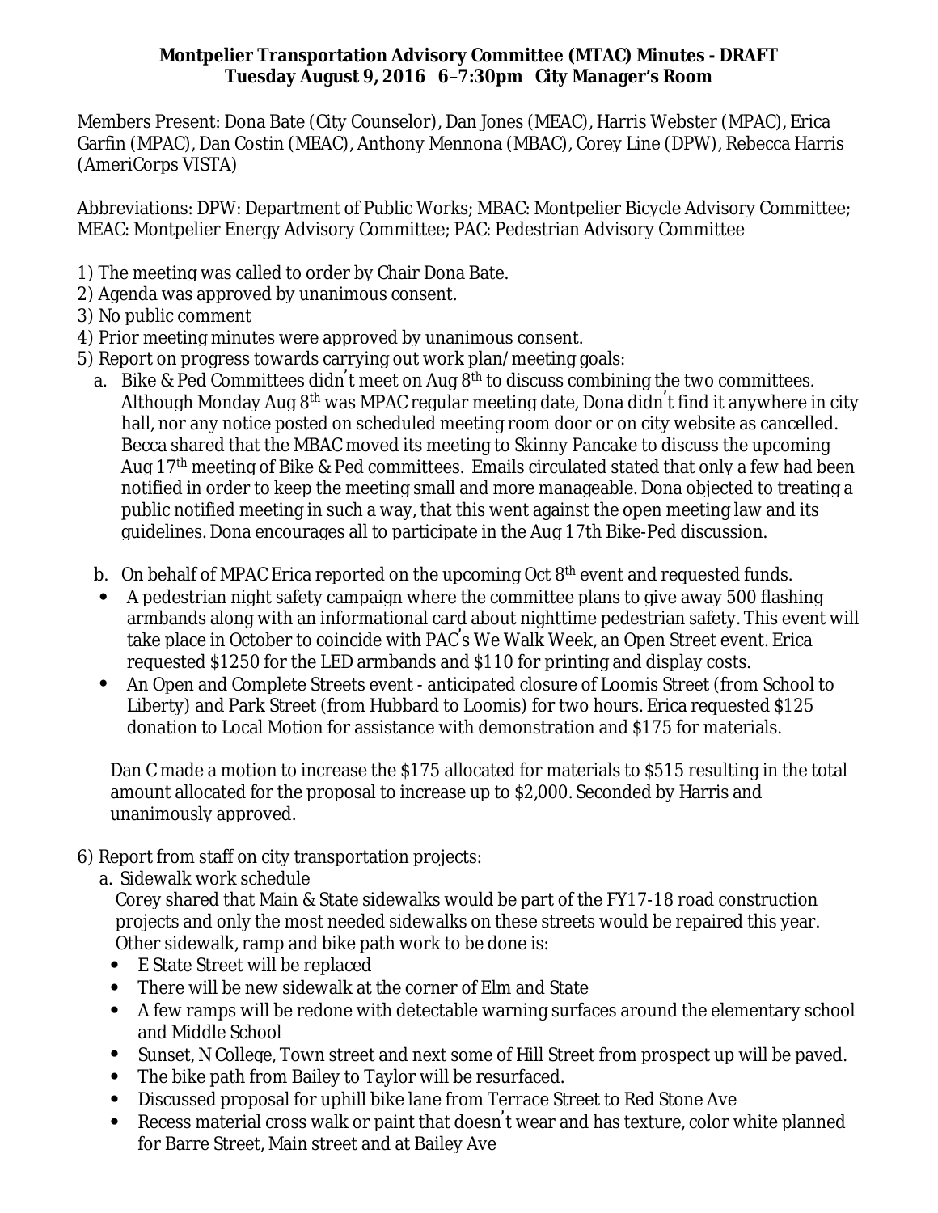**Montpelier Transportation Advisory Committee (MTAC) Minutes - DRAFT**
**Tuesday August 9, 2016 6–7:30pm City Manager's Room**

Members Present: Dona Bate (City Counselor), Dan Jones (MEAC), Harris Webster (MPAC), Erica Garfin (MPAC), Dan Costin (MEAC), Anthony Mennona (MBAC), Corey Line (DPW), Rebecca Harris (AmeriCorps VISTA)

Abbreviations: DPW: Department of Public Works; MBAC: Montpelier Bicycle Advisory Committee; MEAC: Montpelier Energy Advisory Committee; PAC: Pedestrian Advisory Committee

1) The meeting was called to order by Chair Dona Bate.
2) Agenda was approved by unanimous consent.
3) No public comment
4) Prior meeting minutes were approved by unanimous consent.
5) Report on progress towards carrying out work plan/meeting goals:
   a. Bike & Ped Committees didn't meet on Aug 8th to discuss combining the two committees. Although Monday Aug 8th was MPAC regular meeting date, Dona didn't find it anywhere in city hall, nor any notice posted on scheduled meeting room door or on city website as cancelled. Becca shared that the MBAC moved its meeting to Skinny Pancake to discuss the upcoming Aug 17th meeting of Bike & Ped committees. Emails circulated stated that only a few had been notified in order to keep the meeting small and more manageable. Dona objected to treating a public notified meeting in such a way, that this went against the open meeting law and its guidelines. Dona encourages all to participate in the Aug 17th Bike-Ped discussion.

   b. On behalf of MPAC Erica reported on the upcoming Oct 8th event and requested funds.
   - A pedestrian night safety campaign where the committee plans to give away 500 flashing armbands along with an informational card about nighttime pedestrian safety. This event will take place in October to coincide with PAC's We Walk Week, an Open Street event. Erica requested $1250 for the LED armbands and $110 for printing and display costs.
   - An Open and Complete Streets event - anticipated closure of Loomis Street (from School to Liberty) and Park Street (from Hubbard to Loomis) for two hours. Erica requested $125 donation to Local Motion for assistance with demonstration and $175 for materials.

   Dan C made a motion to increase the $175 allocated for materials to $515 resulting in the total amount allocated for the proposal to increase up to $2,000. Seconded by Harris and unanimously approved.

6) Report from staff on city transportation projects:
   a. Sidewalk work schedule
   Corey shared that Main & State sidewalks would be part of the FY17-18 road construction projects and only the most needed sidewalks on these streets would be repaired this year. Other sidewalk, ramp and bike path work to be done is:
   - E State Street will be replaced
   - There will be new sidewalk at the corner of Elm and State
   - A few ramps will be redone with detectable warning surfaces around the elementary school and Middle School
   - Sunset, N College, Town street and next some of Hill Street from prospect up will be paved.
   - The bike path from Bailey to Taylor will be resurfaced.
   - Discussed proposal for uphill bike lane from Terrace Street to Red Stone Ave
   - Recess material cross walk or paint that doesn't wear and has texture, color white planned for Barre Street, Main street and at Bailey Ave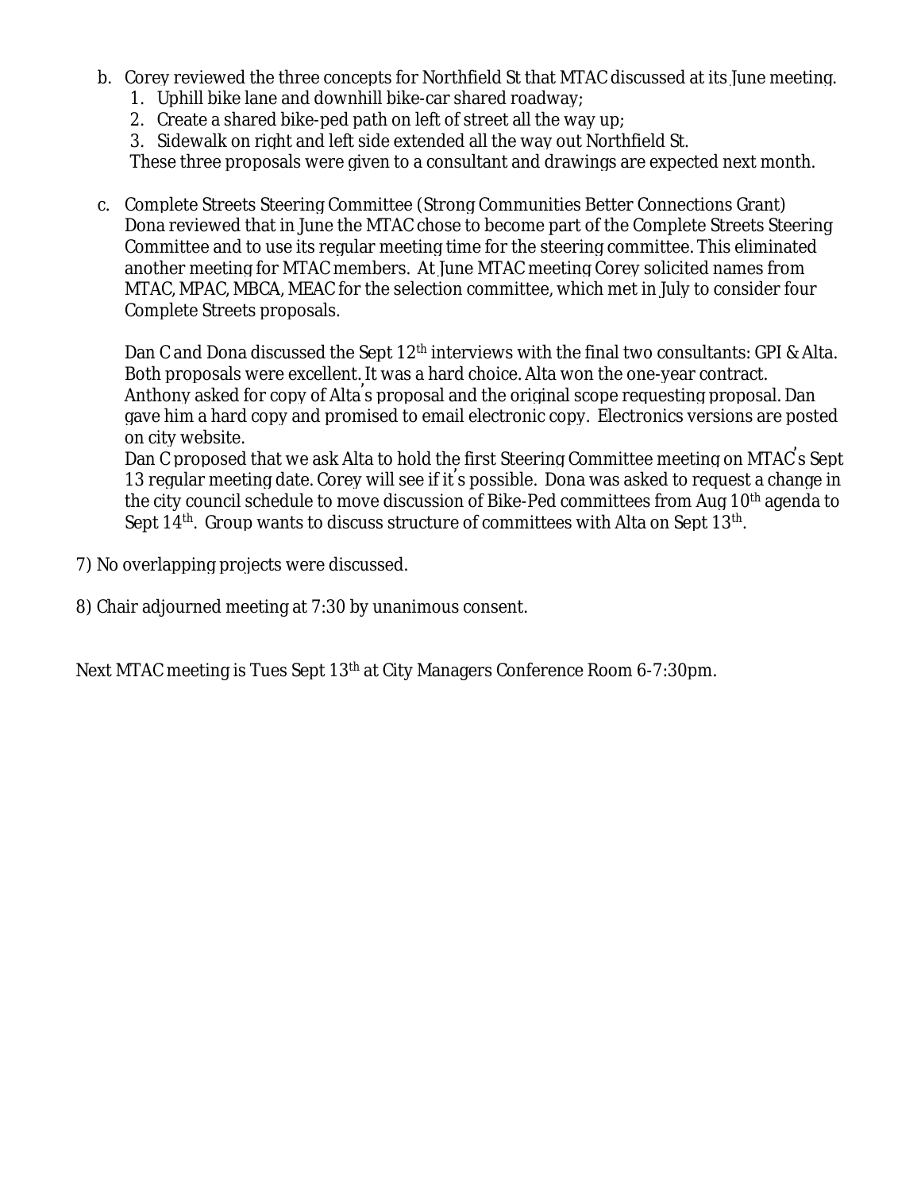b. Corey reviewed the three concepts for Northfield St that MTAC discussed at its June meeting.
   1. Uphill bike lane and downhill bike-car shared roadway;
   2. Create a shared bike-ped path on left of street all the way up;
   3. Sidewalk on right and left side extended all the way out Northfield St.

   These three proposals were given to a consultant and drawings are expected next month.

c. Complete Streets Steering Committee (Strong Communities Better Connections Grant)
   Dona reviewed that in June the MTAC chose to become part of the Complete Streets Steering Committee and to use its regular meeting time for the steering committee. This eliminated another meeting for MTAC members. At June MTAC meeting Corey solicited names from MTAC, MPAC, MBCA, MEAC for the selection committee, which met in July to consider four Complete Streets proposals.

   Dan C and Dona discussed the Sept 12th interviews with the final two consultants: GPI & Alta. Both proposals were excellent. It was a hard choice. Alta won the one-year contract. Anthony asked for copy of Alta's proposal and the original scope requesting proposal. Dan gave him a hard copy and promised to email electronic copy. Electronics versions are posted on city website.
   Dan C proposed that we ask Alta to hold the first Steering Committee meeting on MTAC's Sept 13 regular meeting date. Corey will see if it's possible. Dona was asked to request a change in the city council schedule to move discussion of Bike-Ped committees from Aug 10th agenda to Sept 14th. Group wants to discuss structure of committees with Alta on Sept 13th.

7) No overlapping projects were discussed.

8) Chair adjourned meeting at 7:30 by unanimous consent.

Next MTAC meeting is Tues Sept 13th at City Managers Conference Room 6-7:30pm.